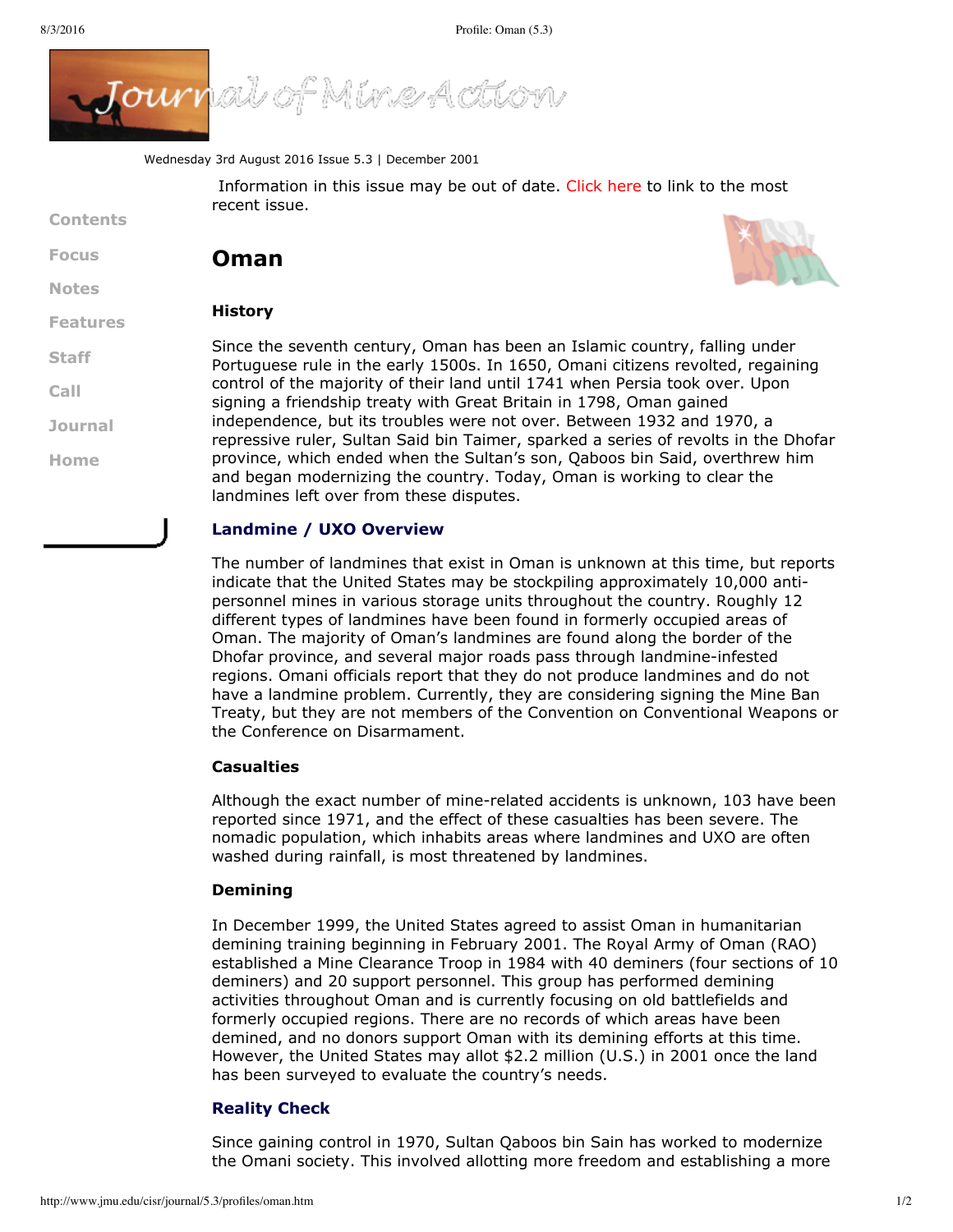Wednesday 3rd August 2016 Issue 5.3 | December 2001

Information in this issue may be out of date. Click here to link to the most recent issue.

Contents

Focus

Notes

Features

Staff

Call

Journal

Home

# Oman

### History

Since the seventh century, Oman has been an Islamic country, falling under Portuguese rule in the early 1500s. In 1650, Omani citizens revolted, regaining control of the majority of their land until 1741 when Persia took over. Upon signing a friendship treaty with Great Britain in 1798, Oman gained independence, but its troubles were not over. Between 1932 and 1970, a repressive ruler, Sultan Said bin Taimer, sparked a series of revolts in the Dhofar province, which ended when the Sultan's son, Qaboos bin Said, overthrew him and began modernizing the country. Today, Oman is working to clear the landmines left over from these disputes.

## Landmine / UXO Overview

The number of landmines that exist in Oman is unknown at this time, but reports indicate that the United States may be stockpiling approximately 10,000 anti-personnel mines in various storage units throughout the country. Roughly 12 different types of landmines have been found in formerly occupied areas of Oman. The majority of Oman's landmines are found along the border of the Dhofar province, and several major roads pass through landmine-infested regions. Omani officials report that they do not produce landmines and do not have a landmine problem. Currently, they are considering signing the Mine Ban Treaty, but they are not members of the Convention on Conventional Weapons or the Conference on Disarmament.

### Casualties

Although the exact number of mine-related accidents is unknown, 103 have been reported since 1971, and the effect of these casualties has been severe. The nomadic population, which inhabits areas where landmines and UXO are often washed during rainfall, is most threatened by landmines.

### Demining

In December 1999, the United States agreed to assist Oman in humanitarian demining training beginning in February 2001. The Royal Army of Oman (RAO) established a Mine Clearance Troop in 1984 with 40 deminers (four sections of 10 deminers) and 20 support personnel. This group has performed demining activities throughout Oman and is currently focusing on old battlefields and formerly occupied regions. There are no records of which areas have been demined, and no donors support Oman with its demining efforts at this time. However, the United States may allot $2.2 million (U.S.) in 2001 once the land has been surveyed to evaluate the country's needs.

## Reality Check

Since gaining control in 1970, Sultan Qaboos bin Sain has worked to modernize the Omani society. This involved allotting more freedom and establishing a more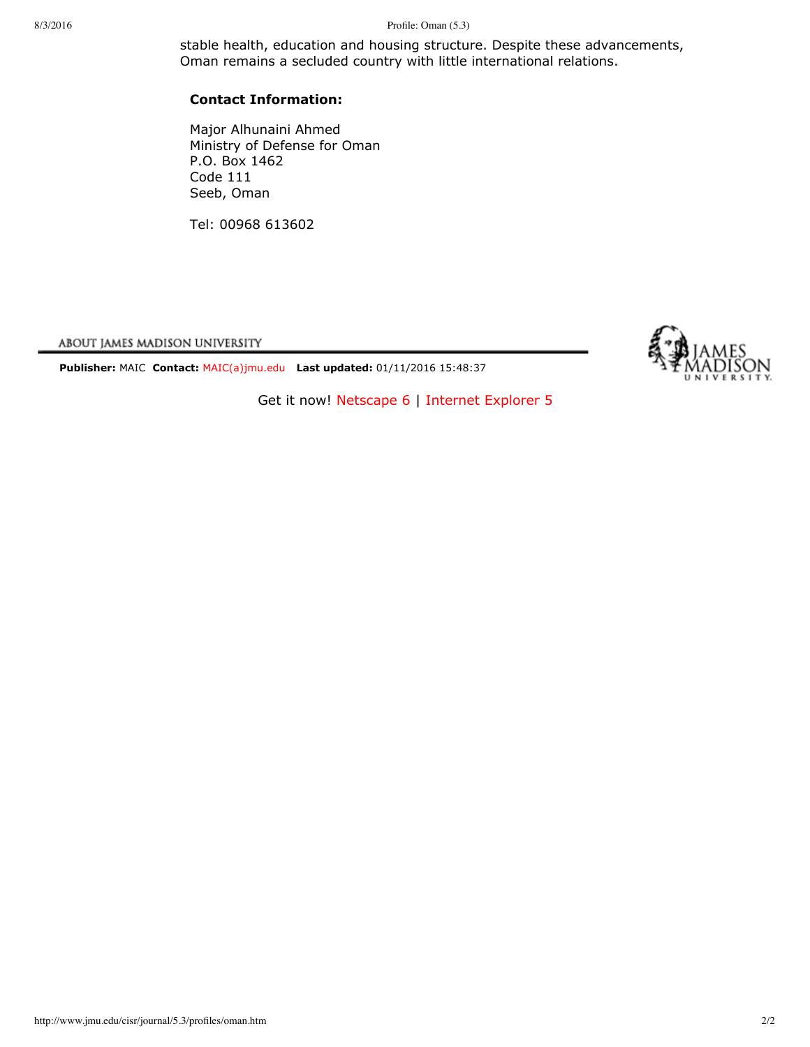stable health, education and housing structure. Despite these advancements, Oman remains a secluded country with little international relations.

**Contact Information:**

Major Alhunaini Ahmed
Ministry of Defense for Oman
P.O. Box 1462
Code 111
Seeb, Oman

Tel: 00968 613602

ABOUT JAMES MADISON UNIVERSITY

**Publisher:** MAIC **Contact:** MAIC(a)jmu.edu **Last updated:** 01/11/2016 15:48:37

Get it now! Netscape 6 | Internet Explorer 5